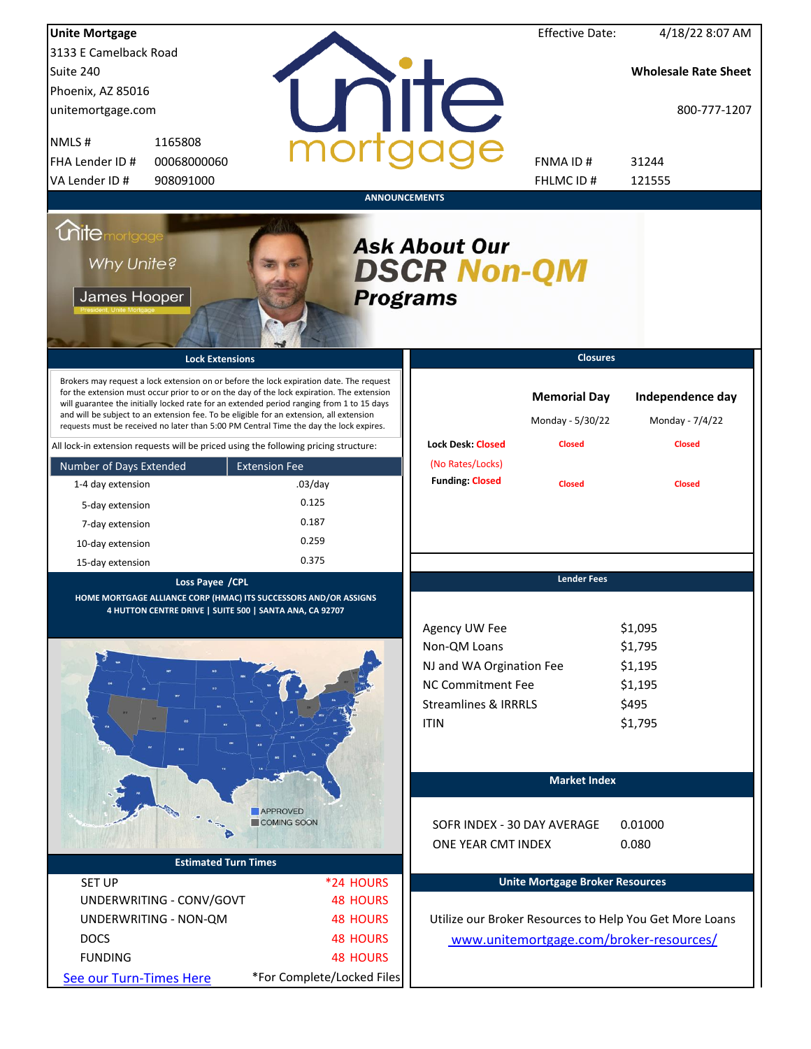**Unite Mortgage**
3133 E Camelback Road
Suite 240
Phoenix, AZ 85016
unitemortgage.com

Effective Date: 4/18/22 8:07 AM

**Wholesale Rate Sheet**

800-777-1207

| | |
|---|---|
| NMLS # | 1165808 |
| FHA Lender ID # | 00068000060 |
| VA Lender ID # | 908091000 |
| FNMA ID # | 31244 |
| FHLMC ID # | 121555 |

## ANNOUNCEMENTS

Why Unite? James Hooper, President, Unite Mortgage

**Ask About Our DSCR Non-QM Programs**

## Lock Extensions

Brokers may request a lock extension on or before the lock expiration date. The request for the extension must occur prior to or on the day of the lock expiration. The extension will guarantee the initially locked rate for an extended period ranging from 1 to 15 days and will be subject to an extension fee. To be eligible for an extension, all extension requests must be received no later than 5:00 PM Central Time the day the lock expires.

All lock-in extension requests will be priced using the following pricing structure:

| Number of Days Extended | Extension Fee |
|---|---|
| 1-4 day extension | .03/day |
| 5-day extension | 0.125 |
| 7-day extension | 0.187 |
| 10-day extension | 0.259 |
| 15-day extension | 0.375 |

## Closures

| | Memorial Day Monday - 5/30/22 | Independence day Monday - 7/4/22 |
|---|---|---|
| Lock Desk: Closed (No Rates/Locks) | Closed | Closed |
| Funding: Closed | Closed | Closed |

## Loss Payee /CPL

**HOME MORTGAGE ALLIANCE CORP (HMAC) ITS SUCCESSORS AND/OR ASSIGNS**
**4 HUTTON CENTRE DRIVE | SUITE 500 | SANTA ANA, CA 92707**

APPROVED
COMING SOON

## Lender Fees

| | |
|---|---|
| Agency UW Fee | $1,095 |
| Non-QM Loans | $1,795 |
| NJ and WA Orgination Fee | $1,195 |
| NC Commitment Fee | $1,195 |
| Streamlines & IRRRLS | $495 |
| ITIN | $1,795 |

## Market Index

| | |
|---|---|
| SOFR INDEX - 30 DAY AVERAGE | 0.01000 |
| ONE YEAR CMT INDEX | 0.080 |

## Estimated Turn Times

| | |
|---|---|
| SET UP | *24 HOURS |
| UNDERWRITING - CONV/GOVT | 48 HOURS |
| UNDERWRITING - NON-QM | 48 HOURS |
| DOCS | 48 HOURS |
| FUNDING | 48 HOURS |

See our Turn-Times Here

*For Complete/Locked Files

## Unite Mortgage Broker Resources

Utilize our Broker Resources to Help You Get More Loans
www.unitemortgage.com/broker-resources/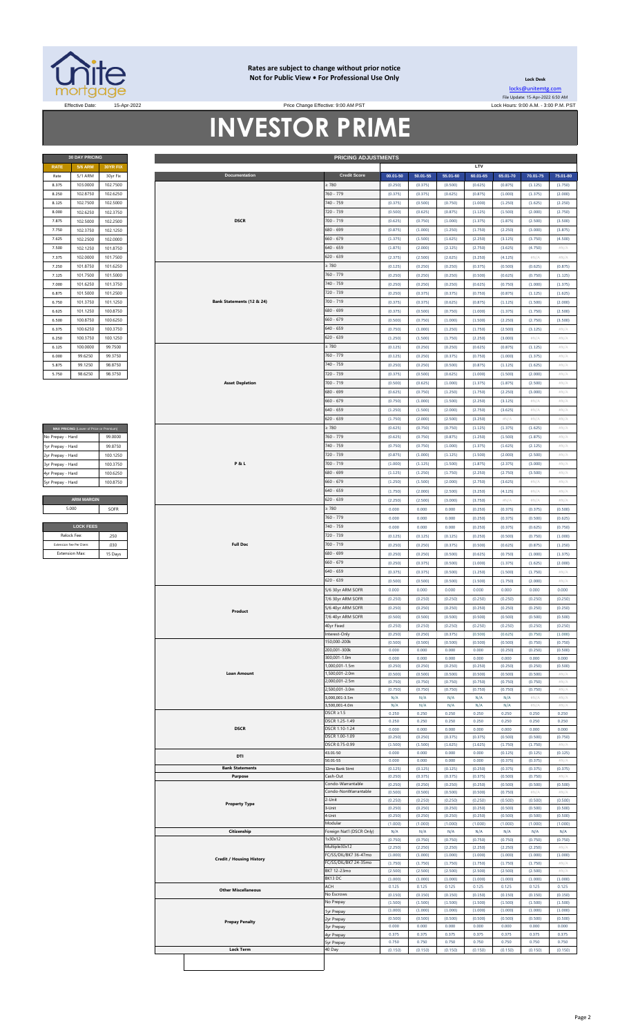**Rates are subject to change without prior notice**
**Not for Public View • For Professional Use Only**

**Lock Desk**

locks@unitemtg.com

File Update: 15-Apr-2022 6:50 AM

Effective Date: 15-Apr-2022 | Price Change Effective: 9:00 AM PST | Lock Hours: 9:00 A.M. - 3:00 P.M. PST

# INVESTOR PRIME

| 30 DAY PRICING | | |
|---|---|---|
| RATE | 5/6 ARM | 30YR FIX |
| Rate | 5/1 ARM | 30yr Fix |
| 8.375 | 103.0000 | 102.7500 |
| 8.250 | 102.8750 | 102.6250 |
| 8.125 | 102.7500 | 102.5000 |
| 8.000 | 102.6250 | 102.3750 |
| 7.875 | 102.5000 | 102.2500 |
| 7.750 | 102.3750 | 102.1250 |
| 7.625 | 102.2500 | 102.0000 |
| 7.500 | 102.1250 | 101.8750 |
| 7.375 | 102.0000 | 101.7500 |
| 7.250 | 101.8750 | 101.6250 |
| 7.125 | 101.7500 | 101.5000 |
| 7.000 | 101.6250 | 101.3750 |
| 6.875 | 101.5000 | 101.2500 |
| 6.750 | 101.3750 | 101.1250 |
| 6.625 | 101.1250 | 100.8750 |
| 6.500 | 100.8750 | 100.6250 |
| 6.375 | 100.6250 | 100.3750 |
| 6.250 | 100.3750 | 100.1250 |
| 6.125 | 100.0000 | 99.7500 |
| 6.000 | 99.6250 | 99.3750 |
| 5.875 | 99.1250 | 98.8750 |
| 5.750 | 98.6250 | 98.3750 |

| MAX PRICING (Lower of Price or Premium) | |
|---|---|
| No Prepay - Hard | 99.0000 |
| 1yr Prepay - Hard | 99.8750 |
| 2yr Prepay - Hard | 100.1250 |
| 3yr Prepay - Hard | 100.3750 |
| 4yr Prepay - Hard | 100.6250 |
| 5yr Prepay - Hard | 100.8750 |

| ARM MARGIN | |
|---|---|
| 5.000 | SOFR |

| LOCK FEES | |
|---|---|
| Relock Fee: | .250 |
| Extension Fee Per Diem: | .030 |
| Extension Max: | 15 Days |

| PRICING ADJUSTMENTS | | | | | | | | |
|---|---|---|---|---|---|---|---|---|
| | | LTV | | | | | | |
| Documentation | Credit Score | 00.01-50 | 50.01-55 | 55.01-60 | 60.01-65 | 65.01-70 | 70.01-75 | 75.01-80 |
| DSCR | ≥ 780 | (0.250) | (0.375) | (0.500) | (0.625) | (0.875) | (1.125) | (1.750) |
| | 760 - 779 | (0.375) | (0.375) | (0.625) | (0.875) | (1.000) | (1.375) | (2.000) |
| | 740 - 759 | (0.375) | (0.500) | (0.750) | (1.000) | (1.250) | (1.625) | (2.250) |
| | 720 - 739 | (0.500) | (0.625) | (0.875) | (1.125) | (1.500) | (2.000) | (2.750) |
| | 700 - 719 | (0.625) | (0.750) | (1.000) | (1.375) | (1.875) | (2.500) | (3.500) |
| | 680 - 699 | (0.875) | (1.000) | (1.250) | (1.750) | (2.250) | (3.000) | (3.875) |
| | 660 - 679 | (1.375) | (1.500) | (1.625) | (2.250) | (3.125) | (3.750) | (4.500) |
| | 640 - 659 | (1.875) | (2.000) | (2.125) | (2.750) | (3.625) | (4.750) | #N/A |
| | 620 - 639 | (2.375) | (2.500) | (2.625) | (3.250) | (4.125) | #N/A | #N/A |
| Bank Statements (12 & 24) | ≥ 780 | (0.125) | (0.250) | (0.250) | (0.375) | (0.500) | (0.625) | (0.875) |
| | 760 - 779 | (0.250) | (0.250) | (0.250) | (0.500) | (0.625) | (0.750) | (1.125) |
| | 740 - 759 | (0.250) | (0.250) | (0.250) | (0.625) | (0.750) | (1.000) | (1.375) |
| | 720 - 739 | (0.250) | (0.375) | (0.375) | (0.750) | (0.875) | (1.125) | (1.625) |
| | 700 - 719 | (0.375) | (0.375) | (0.625) | (0.875) | (1.125) | (1.500) | (2.000) |
| | 680 - 699 | (0.375) | (0.500) | (0.750) | (1.000) | (1.375) | (1.750) | (2.500) |
| | 660 - 679 | (0.500) | (0.750) | (1.000) | (1.500) | (2.250) | (2.750) | (3.500) |
| | 640 - 659 | (0.750) | (1.000) | (1.250) | (1.750) | (2.500) | (3.125) | #N/A |
| | 620 - 639 | (1.250) | (1.500) | (1.750) | (2.250) | (3.000) | #N/A | #N/A |
| Asset Depletion | ≥ 780 | (0.125) | (0.250) | (0.250) | (0.625) | (0.875) | (1.125) | #N/A |
| | 760 - 779 | (0.125) | (0.250) | (0.375) | (0.750) | (1.000) | (1.375) | #N/A |
| | 740 - 759 | (0.250) | (0.250) | (0.500) | (0.875) | (1.125) | (1.625) | #N/A |
| | 720 - 739 | (0.375) | (0.500) | (0.625) | (1.000) | (1.500) | (2.000) | #N/A |
| | 700 - 719 | (0.500) | (0.625) | (1.000) | (1.375) | (1.875) | (2.500) | #N/A |
| | 680 - 699 | (0.625) | (0.750) | (1.250) | (1.750) | (2.250) | (3.000) | #N/A |
| | 660 - 679 | (0.750) | (1.000) | (1.500) | (2.250) | (3.125) | #N/A | #N/A |
| | 640 - 659 | (1.250) | (1.500) | (2.000) | (2.750) | (3.625) | #N/A | #N/A |
| | 620 - 639 | (1.750) | (2.000) | (2.500) | (3.250) | #N/A | #N/A | #N/A |
| P & L | ≥ 780 | (0.625) | (0.750) | (0.750) | (1.125) | (1.375) | (1.625) | #N/A |
| | 760 - 779 | (0.625) | (0.750) | (0.875) | (1.250) | (1.500) | (1.875) | #N/A |
| | 740 - 759 | (0.750) | (0.750) | (1.000) | (1.375) | (1.625) | (2.125) | #N/A |
| | 720 - 739 | (0.875) | (1.000) | (1.125) | (1.500) | (2.000) | (2.500) | #N/A |
| | 700 - 719 | (1.000) | (1.125) | (1.500) | (1.875) | (2.375) | (3.000) | #N/A |
| | 680 - 699 | (1.125) | (1.250) | (1.750) | (2.250) | (2.750) | (3.500) | #N/A |
| | 660 - 679 | (1.250) | (1.500) | (2.000) | (2.750) | (3.625) | #N/A | #N/A |
| | 640 - 659 | (1.750) | (2.000) | (2.500) | (3.250) | (4.125) | #N/A | #N/A |
| | 620 - 639 | (2.250) | (2.500) | (3.000) | (3.750) | #N/A | #N/A | #N/A |
| Full Doc | ≥ 780 | 0.000 | 0.000 | 0.000 | (0.250) | (0.375) | (0.375) | (0.500) |
| | 760 - 779 | 0.000 | 0.000 | 0.000 | (0.250) | (0.375) | (0.500) | (0.625) |
| | 740 - 759 | 0.000 | 0.000 | 0.000 | (0.250) | (0.375) | (0.625) | (0.750) |
| | 720 - 739 | (0.125) | (0.125) | (0.125) | (0.250) | (0.500) | (0.750) | (1.000) |
| | 700 - 719 | (0.250) | (0.250) | (0.375) | (0.500) | (0.625) | (0.875) | (1.250) |
| | 680 - 699 | (0.250) | (0.250) | (0.500) | (0.625) | (0.750) | (1.000) | (1.375) |
| | 660 - 679 | (0.250) | (0.375) | (0.500) | (1.000) | (1.375) | (1.625) | (2.000) |
| | 640 - 659 | (0.375) | (0.375) | (0.500) | (1.250) | (1.500) | (1.750) | #N/A |
| | 620 - 639 | (0.500) | (0.500) | (0.500) | (1.500) | (1.750) | (2.000) | #N/A |
| Product | 5/6 30yr ARM SOFR | 0.000 | 0.000 | 0.000 | 0.000 | 0.000 | 0.000 | 0.000 |
| | 7/6 30yr ARM SOFR | (0.250) | (0.250) | (0.250) | (0.250) | (0.250) | (0.250) | (0.250) |
| | 5/6 40yr ARM SOFR | (0.250) | (0.250) | (0.250) | (0.250) | (0.250) | (0.250) | (0.250) |
| | 7/6 40yr ARM SOFR | (0.500) | (0.500) | (0.500) | (0.500) | (0.500) | (0.500) | (0.500) |
| | 40yr Fixed | (0.250) | (0.250) | (0.250) | (0.250) | (0.250) | (0.250) | (0.250) |
| | Interest-Only | (0.250) | (0.250) | (0.375) | (0.500) | (0.625) | (0.750) | (1.000) |
| Loan Amount | 150,000-200k | (0.500) | (0.500) | (0.500) | (0.500) | (0.500) | (0.750) | (0.750) |
| | 200,001-300k | 0.000 | 0.000 | 0.000 | 0.000 | (0.250) | (0.250) | (0.500) |
| | 300,001-1.0m | 0.000 | 0.000 | 0.000 | 0.000 | 0.000 | 0.000 | 0.000 |
| | 1,000,001-1.5m | (0.250) | (0.250) | (0.250) | (0.250) | (0.250) | (0.250) | (0.500) |
| | 1,500,001-2.0m | (0.500) | (0.500) | (0.500) | (0.500) | (0.500) | (0.500) | #N/A |
| | 2,000,001-2.5m | (0.750) | (0.750) | (0.750) | (0.750) | (0.750) | (0.750) | #N/A |
| | 2,500,001-3.0m | (0.750) | (0.750) | (0.750) | (0.750) | (0.750) | (0.750) | #N/A |
| | 3,000,001-3.5m | N/A | N/A | N/A | N/A | N/A | #N/A | #N/A |
| | 3,500,001-4.0m | N/A | N/A | N/A | N/A | N/A | #N/A | #N/A |
| DSCR | DSCR ≥1.5 | 0.250 | 0.250 | 0.250 | 0.250 | 0.250 | 0.250 | 0.250 |
| | DSCR 1.25-1.49 | 0.250 | 0.250 | 0.250 | 0.250 | 0.250 | 0.250 | 0.250 |
| | DSCR 1.10-1.24 | 0.000 | 0.000 | 0.000 | 0.000 | 0.000 | 0.000 | 0.000 |
| | DSCR 1.00-1.09 | (0.250) | (0.250) | (0.375) | (0.375) | (0.500) | (0.500) | (0.750) |
| | DSCR 0.75-0.99 | (1.500) | (1.500) | (1.625) | (1.625) | (1.750) | (1.750) | #N/A |
| DTI | 43.01-50 | 0.000 | 0.000 | 0.000 | 0.000 | (0.125) | (0.125) | (0.125) |
| | 50.01-55 | 0.000 | 0.000 | 0.000 | 0.000 | (0.375) | (0.375) | #N/A |
| Bank Statements | 12mo Bank Stmt | (0.125) | (0.125) | (0.125) | (0.250) | (0.375) | (0.375) | (0.375) |
| Purpose | Cash-Out | (0.250) | (0.375) | (0.375) | (0.375) | (0.500) | (0.750) | #N/A |
| Property Type | Condo-Warrantable | (0.250) | (0.250) | (0.250) | (0.250) | (0.500) | (0.500) | (0.500) |
| | Condo-NonWarrantable | (0.500) | (0.500) | (0.500) | (0.500) | (0.750) | #N/A | #N/A |
| | 2-Unit | (0.250) | (0.250) | (0.250) | (0.250) | (0.500) | (0.500) | (0.500) |
| | 3-Unit | (0.250) | (0.250) | (0.250) | (0.250) | (0.500) | (0.500) | (0.500) |
| | 4-Unit | (0.250) | (0.250) | (0.250) | (0.250) | (0.500) | (0.500) | (0.500) |
| | Modular | (1.000) | (1.000) | (1.000) | (1.000) | (1.000) | (1.000) | (1.000) |
| Citizenship | Foreign Nat'l (DSCR Only) | N/A | N/A | N/A | N/A | N/A | N/A | N/A |
| Credit / Housing History | 1x30x12 | (0.750) | (0.750) | (0.750) | (0.750) | (0.750) | (0.750) | (0.750) |
| | Multiple30x12 | (2.250) | (2.250) | (2.250) | (2.250) | (2.250) | (2.250) | #N/A |
| | FC/SS/DIL/BK7 36-47mo | (1.000) | (1.000) | (1.000) | (1.000) | (1.000) | (1.000) | (1.000) |
| | FC/SS/DIL/BK7 24-35mo | (1.750) | (1.750) | (1.750) | (1.750) | (1.750) | (1.750) | #N/A |
| | BK7 12-23mo | (2.500) | (2.500) | (2.500) | (2.500) | (2.500) | (2.500) | #N/A |
| | BK13 DC | (1.000) | (1.000) | (1.000) | (1.000) | (1.000) | (1.000) | (1.000) |
| Other Miscellaneous | ACH | 0.125 | 0.125 | 0.125 | 0.125 | 0.125 | 0.125 | 0.125 |
| | No Escrows | (0.150) | (0.150) | (0.150) | (0.150) | (0.150) | (0.150) | (0.150) |
| Prepay Penalty | No Prepay | (1.500) | (1.500) | (1.500) | (1.500) | (1.500) | (1.500) | (1.500) |
| | 1yr Prepay | (1.000) | (1.000) | (1.000) | (1.000) | (1.000) | (1.000) | (1.000) |
| | 2yr Prepay | (0.500) | (0.500) | (0.500) | (0.500) | (0.500) | (0.500) | (0.500) |
| | 3yr Prepay | 0.000 | 0.000 | 0.000 | 0.000 | 0.000 | 0.000 | 0.000 |
| | 4yr Prepay | 0.375 | 0.375 | 0.375 | 0.375 | 0.375 | 0.375 | 0.375 |
| | 5yr Prepay | 0.750 | 0.750 | 0.750 | 0.750 | 0.750 | 0.750 | 0.750 |
| Lock Term | 40 Day | (0.150) | (0.150) | (0.150) | (0.150) | (0.150) | (0.150) | (0.150) |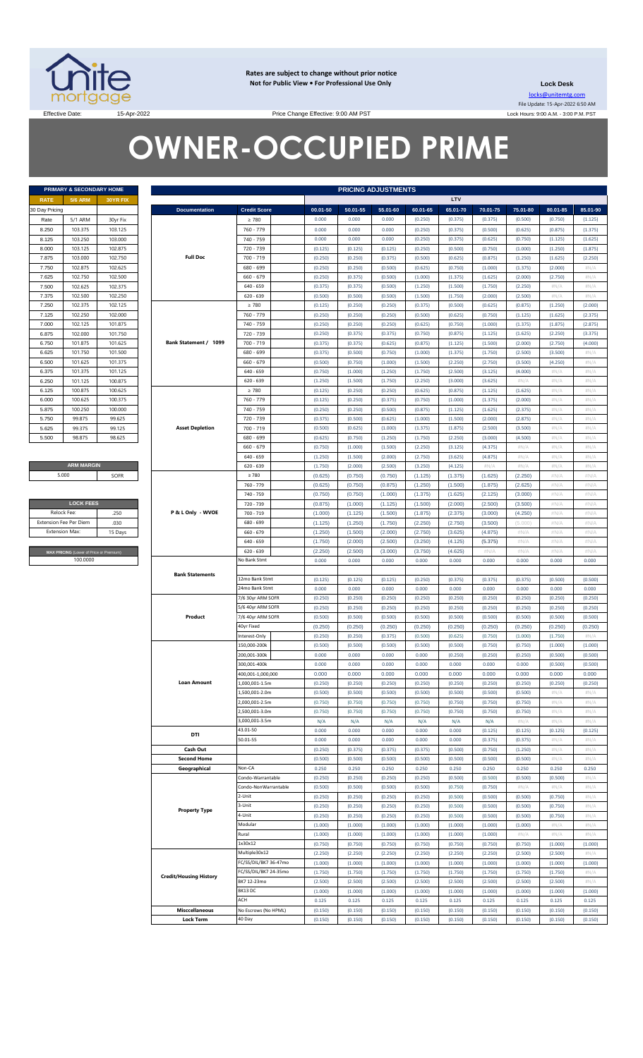**Rates are subject to change without prior notice**
**Not for Public View • For Professional Use Only**

**Lock Desk**
locks@unitemtg.com
File Update: 15-Apr-2022 6:50 AM
Lock Hours: 9:00 A.M. - 3:00 P.M. PST

Effective Date: 15-Apr-2022

Price Change Effective: 9:00 AM PST

# OWNER-OCCUPIED PRIME

| PRIMARY & SECONDARY HOME | | |
|---|---|---|
| RATE | 5/6 ARM | 30YR FIX |
| 30 Day Pricing | | |
| Rate | 5/1 ARM | 30yr Fix |
| 8.250 | 103.375 | 103.125 |
| 8.125 | 103.250 | 103.000 |
| 8.000 | 103.125 | 102.875 |
| 7.875 | 103.000 | 102.750 |
| 7.750 | 102.875 | 102.625 |
| 7.625 | 102.750 | 102.500 |
| 7.500 | 102.625 | 102.375 |
| 7.375 | 102.500 | 102.250 |
| 7.250 | 102.375 | 102.125 |
| 7.125 | 102.250 | 102.000 |
| 7.000 | 102.125 | 101.875 |
| 6.875 | 102.000 | 101.750 |
| 6.750 | 101.875 | 101.625 |
| 6.625 | 101.750 | 101.500 |
| 6.500 | 101.625 | 101.375 |
| 6.375 | 101.375 | 101.125 |
| 6.250 | 101.125 | 100.875 |
| 6.125 | 100.875 | 100.625 |
| 6.000 | 100.625 | 100.375 |
| 5.875 | 100.250 | 100.000 |
| 5.750 | 99.875 | 99.625 |
| 5.625 | 99.375 | 99.125 |
| 5.500 | 98.875 | 98.625 |

| ARM MARGIN | |
|---|---|
| 5.000 | SOFR |

| LOCK FEES | |
|---|---|
| Relock Fee: | .250 |
| Extension Fee Per Diem | .030 |
| Extension Max: | 15 Days |

| MAX PRICING (Lower of Price or Premium) |
|---|
| 100.0000 |

| PRICING ADJUSTMENTS | | | | | | | | | | |
|---|---|---|---|---|---|---|---|---|---|---|
| | | LTV | | | | | | | | |
| Documentation | Credit Score | 00.01-50 | 50.01-55 | 55.01-60 | 60.01-65 | 65.01-70 | 70.01-75 | 75.01-80 | 80.01-85 | 85.01-90 |
| Full Doc | ≥ 780 | 0.000 | 0.000 | 0.000 | (0.250) | (0.375) | (0.375) | (0.500) | (0.750) | (1.125) |
| | 760 - 779 | 0.000 | 0.000 | 0.000 | (0.250) | (0.375) | (0.500) | (0.625) | (0.875) | (1.375) |
| | 740 - 759 | 0.000 | 0.000 | 0.000 | (0.250) | (0.375) | (0.625) | (0.750) | (1.125) | (1.625) |
| | 720 - 739 | (0.125) | (0.125) | (0.125) | (0.250) | (0.500) | (0.750) | (1.000) | (1.250) | (1.875) |
| | 700 - 719 | (0.250) | (0.250) | (0.375) | (0.500) | (0.625) | (0.875) | (1.250) | (1.625) | (2.250) |
| | 680 - 699 | (0.250) | (0.250) | (0.500) | (0.625) | (0.750) | (1.000) | (1.375) | (2.000) | #N/A |
| | 660 - 679 | (0.250) | (0.375) | (0.500) | (1.000) | (1.375) | (1.625) | (2.000) | (2.750) | #N/A |
| | 640 - 659 | (0.375) | (0.375) | (0.500) | (1.250) | (1.500) | (1.750) | (2.250) | #N/A | #N/A |
| | 620 - 639 | (0.500) | (0.500) | (0.500) | (1.500) | (1.750) | (2.000) | (2.500) | #N/A | #N/A |
| Bank Statement / 1099 | ≥ 780 | (0.125) | (0.250) | (0.250) | (0.375) | (0.500) | (0.625) | (0.875) | (1.250) | (2.000) |
| | 760 - 779 | (0.250) | (0.250) | (0.250) | (0.500) | (0.625) | (0.750) | (1.125) | (1.625) | (2.375) |
| | 740 - 759 | (0.250) | (0.250) | (0.250) | (0.625) | (0.750) | (1.000) | (1.375) | (1.875) | (2.875) |
| | 720 - 739 | (0.250) | (0.375) | (0.375) | (0.750) | (0.875) | (1.125) | (1.625) | (2.250) | (3.375) |
| | 700 - 719 | (0.375) | (0.375) | (0.625) | (0.875) | (1.125) | (1.500) | (2.000) | (2.750) | (4.000) |
| | 680 - 699 | (0.375) | (0.500) | (0.750) | (1.000) | (1.375) | (1.750) | (2.500) | (3.500) | #N/A |
| | 660 - 679 | (0.500) | (0.750) | (1.000) | (1.500) | (2.250) | (2.750) | (3.500) | (4.250) | #N/A |
| | 640 - 659 | (0.750) | (1.000) | (1.250) | (1.750) | (2.500) | (3.125) | (4.000) | #N/A | #N/A |
| | 620 - 639 | (1.250) | (1.500) | (1.750) | (2.250) | (3.000) | (3.625) | #N/A | #N/A | #N/A |
| Asset Depletion | ≥ 780 | (0.125) | (0.250) | (0.250) | (0.625) | (0.875) | (1.125) | (1.625) | #N/A | #N/A |
| | 760 - 779 | (0.125) | (0.250) | (0.375) | (0.750) | (1.000) | (1.375) | (2.000) | #N/A | #N/A |
| | 740 - 759 | (0.250) | (0.250) | (0.500) | (0.875) | (1.125) | (1.625) | (2.375) | #N/A | #N/A |
| | 720 - 739 | (0.375) | (0.500) | (0.625) | (1.000) | (1.500) | (2.000) | (2.875) | #N/A | #N/A |
| | 700 - 719 | (0.500) | (0.625) | (1.000) | (1.375) | (1.875) | (2.500) | (3.500) | #N/A | #N/A |
| | 680 - 699 | (0.625) | (0.750) | (1.250) | (1.750) | (2.250) | (3.000) | (4.500) | #N/A | #N/A |
| | 660 - 679 | (0.750) | (1.000) | (1.500) | (2.250) | (3.125) | (4.375) | #N/A | #N/A | #N/A |
| | 640 - 659 | (1.250) | (1.500) | (2.000) | (2.750) | (3.625) | (4.875) | #N/A | #N/A | #N/A |
| | 620 - 639 | (1.750) | (2.000) | (2.500) | (3.250) | (4.125) | #N/A | #N/A | #N/A | #N/A |
| P & L Only - WVOE | ≥ 780 | (0.625) | (0.750) | (0.750) | (1.125) | (1.375) | (1.625) | (2.250) | #N/A | #N/A |
| | 760 - 779 | (0.625) | (0.750) | (0.875) | (1.250) | (1.500) | (1.875) | (2.625) | #N/A | #N/A |
| | 740 - 759 | (0.750) | (0.750) | (1.000) | (1.375) | (1.625) | (2.125) | (3.000) | #N/A | #N/A |
| | 720 - 739 | (0.875) | (1.000) | (1.125) | (1.500) | (2.000) | (2.500) | (3.500) | #N/A | #N/A |
| | 700 - 719 | (1.000) | (1.125) | (1.500) | (1.875) | (2.375) | (3.000) | (4.250) | #N/A | #N/A |
| | 680 - 699 | (1.125) | (1.250) | (1.750) | (2.250) | (2.750) | (3.500) | (5.000) | #N/A | #N/A |
| | 660 - 679 | (1.250) | (1.500) | (2.000) | (2.750) | (3.625) | (4.875) | #N/A | #N/A | #N/A |
| | 640 - 659 | (1.750) | (2.000) | (2.500) | (3.250) | (4.125) | (5.375) | #N/A | #N/A | #N/A |
| | 620 - 639 | (2.250) | (2.500) | (3.000) | (3.750) | (4.625) | #N/A | #N/A | #N/A | #N/A |
| Bank Statements | No Bank Stmt | 0.000 | 0.000 | 0.000 | 0.000 | 0.000 | 0.000 | 0.000 | 0.000 | 0.000 |
| | 12mo Bank Stmt | (0.125) | (0.125) | (0.125) | (0.250) | (0.375) | (0.375) | (0.375) | (0.500) | (0.500) |
| | 24mo Bank Stmt | 0.000 | 0.000 | 0.000 | 0.000 | 0.000 | 0.000 | 0.000 | 0.000 | 0.000 |
| Product | 7/6 30yr ARM SOFR | (0.250) | (0.250) | (0.250) | (0.250) | (0.250) | (0.250) | (0.250) | (0.250) | (0.250) |
| | 5/6 40yr ARM SOFR | (0.250) | (0.250) | (0.250) | (0.250) | (0.250) | (0.250) | (0.250) | (0.250) | (0.250) |
| | 7/6 40yr ARM SOFR | (0.500) | (0.500) | (0.500) | (0.500) | (0.500) | (0.500) | (0.500) | (0.500) | (0.500) |
| | 40yr Fixed | (0.250) | (0.250) | (0.250) | (0.250) | (0.250) | (0.250) | (0.250) | (0.250) | (0.250) |
| | Interest-Only | (0.250) | (0.250) | (0.375) | (0.500) | (0.625) | (0.750) | (1.000) | (1.750) | #N/A |
| Loan Amount | 150,000-200k | (0.500) | (0.500) | (0.500) | (0.500) | (0.500) | (0.750) | (0.750) | (1.000) | (1.000) |
| | 200,001-300k | 0.000 | 0.000 | 0.000 | 0.000 | (0.250) | (0.250) | (0.250) | (0.500) | (0.500) |
| | 300,001-400k | 0.000 | 0.000 | 0.000 | 0.000 | 0.000 | 0.000 | 0.000 | (0.500) | (0.500) |
| | 400,001-1,000,000 | 0.000 | 0.000 | 0.000 | 0.000 | 0.000 | 0.000 | 0.000 | 0.000 | 0.000 |
| | 1,000,001-1.5m | (0.250) | (0.250) | (0.250) | (0.250) | (0.250) | (0.250) | (0.250) | (0.250) | (0.250) |
| | 1,500,001-2.0m | (0.500) | (0.500) | (0.500) | (0.500) | (0.500) | (0.500) | (0.500) | #N/A | #N/A |
| | 2,000,001-2.5m | (0.750) | (0.750) | (0.750) | (0.750) | (0.750) | (0.750) | (0.750) | #N/A | #N/A |
| | 2,500,001-3.0m | (0.750) | (0.750) | (0.750) | (0.750) | (0.750) | (0.750) | (0.750) | #N/A | #N/A |
| | 3,000,001-3.5m | N/A | N/A | N/A | N/A | N/A | N/A | #N/A | #N/A | #N/A |
| DTI | 43.01-50 | 0.000 | 0.000 | 0.000 | 0.000 | 0.000 | (0.125) | (0.125) | (0.125) | (0.125) |
| | 50.01-55 | 0.000 | 0.000 | 0.000 | 0.000 | 0.000 | (0.375) | (0.375) | #N/A | #N/A |
| Cash Out | | (0.250) | (0.375) | (0.375) | (0.375) | (0.500) | (0.750) | (1.250) | #N/A | #N/A |
| Second Home | | (0.500) | (0.500) | (0.500) | (0.500) | (0.500) | (0.500) | (0.500) | #N/A | #N/A |
| Geographical | Non-CA | 0.250 | 0.250 | 0.250 | 0.250 | 0.250 | 0.250 | 0.250 | 0.250 | 0.250 |
| Property Type | Condo-Warrantable | (0.250) | (0.250) | (0.250) | (0.250) | (0.500) | (0.500) | (0.500) | (0.500) | #N/A |
| | Condo-NonWarrantable | (0.500) | (0.500) | (0.500) | (0.500) | (0.750) | (0.750) | #N/A | #N/A | #N/A |
| | 2-Unit | (0.250) | (0.250) | (0.250) | (0.250) | (0.500) | (0.500) | (0.500) | (0.750) | #N/A |
| | 3-Unit | (0.250) | (0.250) | (0.250) | (0.250) | (0.500) | (0.500) | (0.500) | (0.750) | #N/A |
| | 4-Unit | (0.250) | (0.250) | (0.250) | (0.250) | (0.500) | (0.500) | (0.500) | (0.750) | #N/A |
| | Modular | (1.000) | (1.000) | (1.000) | (1.000) | (1.000) | (1.000) | (1.000) | #N/A | #N/A |
| | Rural | (1.000) | (1.000) | (1.000) | (1.000) | (1.000) | (1.000) | #N/A | #N/A | #N/A |
| Credit/Housing History | 1x30x12 | (0.750) | (0.750) | (0.750) | (0.750) | (0.750) | (0.750) | (0.750) | (1.000) | (1.000) |
| | Multiple30x12 | (2.250) | (2.250) | (2.250) | (2.250) | (2.250) | (2.250) | (2.500) | (2.500) | #N/A |
| | FC/SS/DIL/BK7 36-47mo | (1.000) | (1.000) | (1.000) | (1.000) | (1.000) | (1.000) | (1.000) | (1.000) | (1.000) |
| | FC/SS/DIL/BK7 24-35mo | (1.750) | (1.750) | (1.750) | (1.750) | (1.750) | (1.750) | (1.750) | (1.750) | #N/A |
| | BK7 12-23mo | (2.500) | (2.500) | (2.500) | (2.500) | (2.500) | (2.500) | (2.500) | (2.500) | #N/A |
| | BK13 DC | (1.000) | (1.000) | (1.000) | (1.000) | (1.000) | (1.000) | (1.000) | (1.000) | (1.000) |
| Misccellaneous | ACH | 0.125 | 0.125 | 0.125 | 0.125 | 0.125 | 0.125 | 0.125 | 0.125 | 0.125 |
| | No Escrows (No HPML) | (0.150) | (0.150) | (0.150) | (0.150) | (0.150) | (0.150) | (0.150) | (0.150) | (0.150) |
| Lock Term | 40 Day | (0.150) | (0.150) | (0.150) | (0.150) | (0.150) | (0.150) | (0.150) | (0.150) | (0.150) |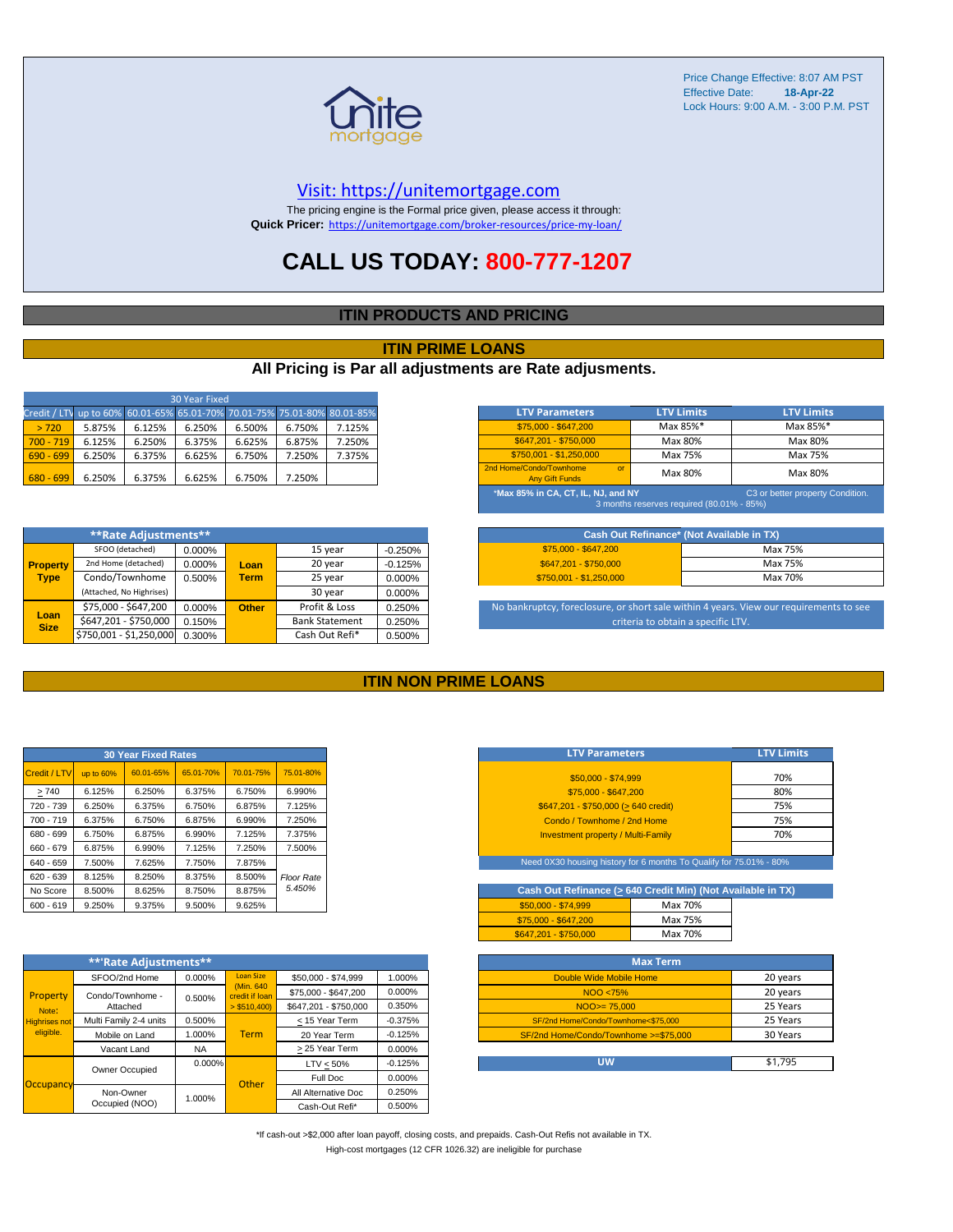Price Change Effective: 8:07 AM PST
Effective Date: **18-Apr-22**
Lock Hours: 9:00 A.M. - 3:00 P.M. PST

Visit: https://unitemortgage.com

The pricing engine is the Formal price given, please access it through:
**Quick Pricer:** https://unitemortgage.com/broker-resources/price-my-loan/

# CALL US TODAY: 800-777-1207

## ITIN PRODUCTS AND PRICING

## ITIN PRIME LOANS

### All Pricing is Par all adjustments are Rate adjusments.

| 30 Year Fixed | | | | | | |
|---|---|---|---|---|---|---|
| Credit / LTV | up to 60% | 60.01-65% | 65.01-70% | 70.01-75% | 75.01-80% | 80.01-85% |
| > 720 | 5.875% | 6.125% | 6.250% | 6.500% | 6.750% | 7.125% |
| 700 - 719 | 6.125% | 6.250% | 6.375% | 6.625% | 6.875% | 7.250% |
| 690 - 699 | 6.250% | 6.375% | 6.625% | 6.750% | 7.250% | 7.375% |
| 680 - 699 | 6.250% | 6.375% | 6.625% | 6.750% | 7.250% | |

| LTV Parameters | LTV Limits | LTV Limits |
|---|---|---|
| $75,000 - $647,200 | Max 85%* | Max 85%* |
| $647,201 - $750,000 | Max 80% | Max 80% |
| $750,001 - $1,250,000 | Max 75% | Max 75% |
| 2nd Home/Condo/Townhome or Any Gift Funds | Max 80% | Max 80% |

*Max 85% in CA, CT, IL, NJ, and NY — C3 or better property Condition. 3 months reserves required (80.01% - 85%)

| **Rate Adjustments** | | | | | |
|---|---|---|---|---|---|
| **Property Type** | SFOO (detached) | 0.000% | **Loan Term** | 15 year | -0.250% |
| | 2nd Home (detached) | 0.000% | | 20 year | -0.125% |
| | Condo/Townhome | 0.500% | | 25 year | 0.000% |
| | (Attached, No Highrises) | | | 30 year | 0.000% |
| **Loan Size** | $75,000 - $647,200 | 0.000% | **Other** | Profit & Loss | 0.250% |
| | $647,201 - $750,000 | 0.150% | | Bank Statement | 0.250% |
| | $750,001 - $1,250,000 | 0.300% | | Cash Out Refi* | 0.500% |

| Cash Out Refinance* (Not Available in TX) | |
|---|---|
| $75,000 - $647,200 | Max 75% |
| $647,201 - $750,000 | Max 75% |
| $750,001 - $1,250,000 | Max 70% |

No bankruptcy, foreclosure, or short sale within 4 years. View our requirements to see criteria to obtain a specific LTV.

## ITIN NON PRIME LOANS

| 30 Year Fixed Rates | | | | | |
|---|---|---|---|---|---|
| Credit / LTV | up to 60% | 60.01-65% | 65.01-70% | 70.01-75% | 75.01-80% |
| > 740 | 6.125% | 6.250% | 6.375% | 6.750% | 6.990% |
| 720 - 739 | 6.250% | 6.375% | 6.750% | 6.875% | 7.125% |
| 700 - 719 | 6.375% | 6.750% | 6.875% | 6.990% | 7.250% |
| 680 - 699 | 6.750% | 6.875% | 6.990% | 7.125% | 7.375% |
| 660 - 679 | 6.875% | 6.990% | 7.125% | 7.250% | 7.500% |
| 640 - 659 | 7.500% | 7.625% | 7.750% | 7.875% | |
| 620 - 639 | 8.125% | 8.250% | 8.375% | 8.500% | *Floor Rate* |
| No Score | 8.500% | 8.625% | 8.750% | 8.875% | *5.450%* |
| 600 - 619 | 9.250% | 9.375% | 9.500% | 9.625% | |

| LTV Parameters | LTV Limits |
|---|---|
| $50,000 - $74,999 | 70% |
| $75,000 - $647,200 | 80% |
| $647,201 - $750,000 (> 640 credit) | 75% |
| Condo / Townhome / 2nd Home | 75% |
| Investment property / Multi-Family | 70% |

Need 0X30 housing history for 6 months To Qualify for 75.01% - 80%

| Cash Out Refinance (> 640 Credit Min) (Not Available in TX) | |
|---|---|
| $50,000 - $74,999 | Max 70% |
| $75,000 - $647,200 | Max 75% |
| $647,201 - $750,000 | Max 70% |

| **Rate Adjustments** | | | | | |
|---|---|---|---|---|---|
| **Property** Note: Highrises not eligible. | SFOO/2nd Home | 0.000% | Loan Size (Min. 640 credit if loan > $510,400) | $50,000 - $74,999 | 1.000% |
| | Condo/Townhome - Attached | 0.500% | | $75,000 - $647,200 | 0.000% |
| | | | | $647,201 - $750,000 | 0.350% |
| | Multi Family 2-4 units | 0.500% | **Term** | < 15 Year Term | -0.375% |
| | Mobile on Land | 1.000% | | 20 Year Term | -0.125% |
| | Vacant Land | NA | | > 25 Year Term | 0.000% |
| **Occupancy** | Owner Occupied | 0.000% | **Other** | LTV < 50% | -0.125% |
| | | | | Full Doc | 0.000% |
| | Non-Owner Occupied (NOO) | 1.000% | | All Alternative Doc | 0.250% |
| | | | | Cash-Out Refi* | 0.500% |

| Max Term | |
|---|---|
| Double Wide Mobile Home | 20 years |
| NOO <75% | 20 years |
| NOO>= 75,000 | 25 Years |
| SF/2nd Home/Condo/Townhome<$75,000 | 25 Years |
| SF/2nd Home/Condo/Townhome >=$75,000 | 30 Years |

| UW | $1,795 |
|---|---|

*If cash-out >$2,000 after loan payoff, closing costs, and prepaids. Cash-Out Refis not available in TX.
High-cost mortgages (12 CFR 1026.32) are ineligible for purchase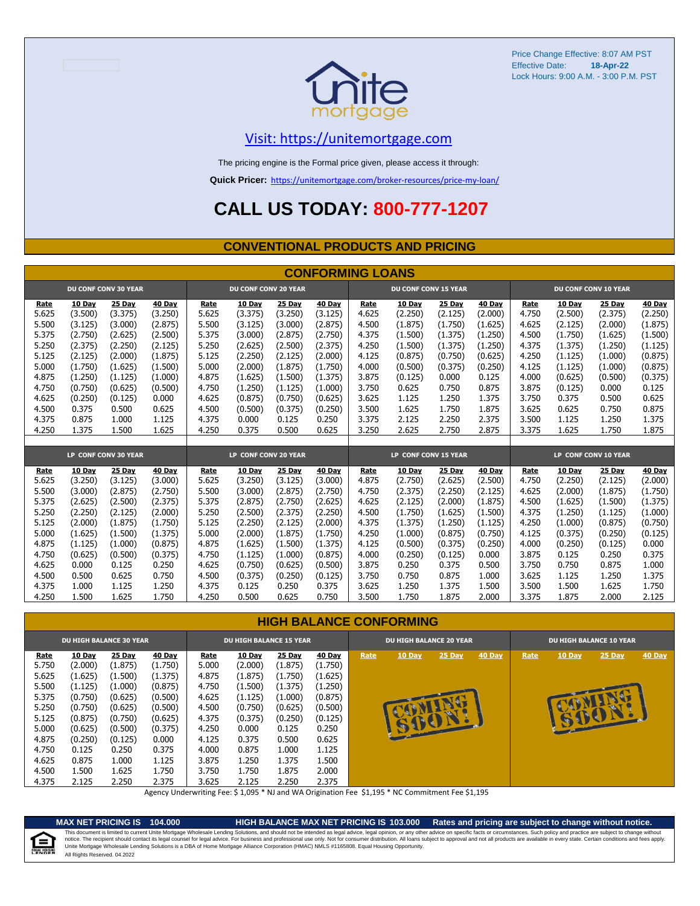Price Change Effective: 8:07 AM PST
Effective Date: **18-Apr-22**
Lock Hours: 9:00 A.M. - 3:00 P.M. PST

Visit: https://unitemortgage.com

The pricing engine is the Formal price given, please access it through:

**Quick Pricer:** https://unitemortgage.com/broker-resources/price-my-loan/

# CALL US TODAY: 800-777-1207

## CONVENTIONAL PRODUCTS AND PRICING

### CONFORMING LOANS

| DU CONF CONV 30 YEAR | | | | DU CONF CONV 20 YEAR | | | | DU CONF CONV 15 YEAR | | | | DU CONF CONV 10 YEAR | | | |
|---|---|---|---|---|---|---|---|---|---|---|---|---|---|---|---|
| Rate | 10 Day | 25 Day | 40 Day | Rate | 10 Day | 25 Day | 40 Day | Rate | 10 Day | 25 Day | 40 Day | Rate | 10 Day | 25 Day | 40 Day |
| 5.625 | (3.500) | (3.375) | (3.250) | 5.625 | (3.375) | (3.250) | (3.125) | 4.625 | (2.250) | (2.125) | (2.000) | 4.750 | (2.500) | (2.375) | (2.250) |
| 5.500 | (3.125) | (3.000) | (2.875) | 5.500 | (3.125) | (3.000) | (2.875) | 4.500 | (1.875) | (1.750) | (1.625) | 4.625 | (2.125) | (2.000) | (1.875) |
| 5.375 | (2.750) | (2.625) | (2.500) | 5.375 | (3.000) | (2.875) | (2.750) | 4.375 | (1.500) | (1.375) | (1.250) | 4.500 | (1.750) | (1.625) | (1.500) |
| 5.250 | (2.375) | (2.250) | (2.125) | 5.250 | (2.625) | (2.500) | (2.375) | 4.250 | (1.500) | (1.375) | (1.250) | 4.375 | (1.375) | (1.250) | (1.125) |
| 5.125 | (2.125) | (2.000) | (1.875) | 5.125 | (2.250) | (2.125) | (2.000) | 4.125 | (0.875) | (0.750) | (0.625) | 4.250 | (1.125) | (1.000) | (0.875) |
| 5.000 | (1.750) | (1.625) | (1.500) | 5.000 | (2.000) | (1.875) | (1.750) | 4.000 | (0.500) | (0.375) | (0.250) | 4.125 | (1.125) | (1.000) | (0.875) |
| 4.875 | (1.250) | (1.125) | (1.000) | 4.875 | (1.625) | (1.500) | (1.375) | 3.875 | (0.125) | 0.000 | 0.125 | 4.000 | (0.625) | (0.500) | (0.375) |
| 4.750 | (0.750) | (0.625) | (0.500) | 4.750 | (1.250) | (1.125) | (1.000) | 3.750 | 0.625 | 0.750 | 0.875 | 3.875 | (0.125) | 0.000 | 0.125 |
| 4.625 | (0.250) | (0.125) | 0.000 | 4.625 | (0.875) | (0.750) | (0.625) | 3.625 | 1.125 | 1.250 | 1.375 | 3.750 | 0.375 | 0.500 | 0.625 |
| 4.500 | 0.375 | 0.500 | 0.625 | 4.500 | (0.500) | (0.375) | (0.250) | 3.500 | 1.625 | 1.750 | 1.875 | 3.625 | 0.625 | 0.750 | 0.875 |
| 4.375 | 0.875 | 1.000 | 1.125 | 4.375 | 0.000 | 0.125 | 0.250 | 3.375 | 2.125 | 2.250 | 2.375 | 3.500 | 1.125 | 1.250 | 1.375 |
| 4.250 | 1.375 | 1.500 | 1.625 | 4.250 | 0.375 | 0.500 | 0.625 | 3.250 | 2.625 | 2.750 | 2.875 | 3.375 | 1.625 | 1.750 | 1.875 |

| LP CONF CONV 30 YEAR | | | | LP CONF CONV 20 YEAR | | | | LP CONF CONV 15 YEAR | | | | LP CONF CONV 10 YEAR | | | |
|---|---|---|---|---|---|---|---|---|---|---|---|---|---|---|---|
| Rate | 10 Day | 25 Day | 40 Day | Rate | 10 Day | 25 Day | 40 Day | Rate | 10 Day | 25 Day | 40 Day | Rate | 10 Day | 25 Day | 40 Day |
| 5.625 | (3.250) | (3.125) | (3.000) | 5.625 | (3.250) | (3.125) | (3.000) | 4.875 | (2.750) | (2.625) | (2.500) | 4.750 | (2.250) | (2.125) | (2.000) |
| 5.500 | (3.000) | (2.875) | (2.750) | 5.500 | (3.000) | (2.875) | (2.750) | 4.750 | (2.375) | (2.250) | (2.125) | 4.625 | (2.000) | (1.875) | (1.750) |
| 5.375 | (2.625) | (2.500) | (2.375) | 5.375 | (2.875) | (2.750) | (2.625) | 4.625 | (2.125) | (2.000) | (1.875) | 4.500 | (1.625) | (1.500) | (1.375) |
| 5.250 | (2.250) | (2.125) | (2.000) | 5.250 | (2.500) | (2.375) | (2.250) | 4.500 | (1.750) | (1.625) | (1.500) | 4.375 | (1.250) | (1.125) | (1.000) |
| 5.125 | (2.000) | (1.875) | (1.750) | 5.125 | (2.250) | (2.125) | (2.000) | 4.375 | (1.375) | (1.250) | (1.125) | 4.250 | (1.000) | (0.875) | (0.750) |
| 5.000 | (1.625) | (1.500) | (1.375) | 5.000 | (2.000) | (1.875) | (1.750) | 4.250 | (1.000) | (0.875) | (0.750) | 4.125 | (0.375) | (0.250) | (0.125) |
| 4.875 | (1.125) | (1.000) | (0.875) | 4.875 | (1.625) | (1.500) | (1.375) | 4.125 | (0.500) | (0.375) | (0.250) | 4.000 | (0.250) | (0.125) | 0.000 |
| 4.750 | (0.625) | (0.500) | (0.375) | 4.750 | (1.125) | (1.000) | (0.875) | 4.000 | (0.250) | (0.125) | 0.000 | 3.875 | 0.125 | 0.250 | 0.375 |
| 4.625 | 0.000 | 0.125 | 0.250 | 4.625 | (0.750) | (0.625) | (0.500) | 3.875 | 0.250 | 0.375 | 0.500 | 3.750 | 0.750 | 0.875 | 1.000 |
| 4.500 | 0.500 | 0.625 | 0.750 | 4.500 | (0.375) | (0.250) | (0.125) | 3.750 | 0.750 | 0.875 | 1.000 | 3.625 | 1.125 | 1.250 | 1.375 |
| 4.375 | 1.000 | 1.125 | 1.250 | 4.375 | 0.125 | 0.250 | 0.375 | 3.625 | 1.250 | 1.375 | 1.500 | 3.500 | 1.500 | 1.625 | 1.750 |
| 4.250 | 1.500 | 1.625 | 1.750 | 4.250 | 0.500 | 0.625 | 0.750 | 3.500 | 1.750 | 1.875 | 2.000 | 3.375 | 1.875 | 2.000 | 2.125 |

### HIGH BALANCE CONFORMING

| DU HIGH BALANCE 30 YEAR | | | | DU HIGH BALANCE 15 YEAR | | | | DU HIGH BALANCE 20 YEAR | | | | DU HIGH BALANCE 10 YEAR | | | |
|---|---|---|---|---|---|---|---|---|---|---|---|---|---|---|---|
| Rate | 10 Day | 25 Day | 40 Day | Rate | 10 Day | 25 Day | 40 Day | Rate | 10 Day | 25 Day | 40 Day | Rate | 10 Day | 25 Day | 40 Day |
| 5.750 | (2.000) | (1.875) | (1.750) | 5.000 | (2.000) | (1.875) | (1.750) | COMING SOON! | | | | COMING SOON! | | | |
| 5.625 | (1.625) | (1.500) | (1.375) | 4.875 | (1.875) | (1.750) | (1.625) | | | | | | | | |
| 5.500 | (1.125) | (1.000) | (0.875) | 4.750 | (1.500) | (1.375) | (1.250) | | | | | | | | |
| 5.375 | (0.750) | (0.625) | (0.500) | 4.625 | (1.125) | (1.000) | (0.875) | | | | | | | | |
| 5.250 | (0.750) | (0.625) | (0.500) | 4.500 | (0.750) | (0.625) | (0.500) | | | | | | | | |
| 5.125 | (0.875) | (0.750) | (0.625) | 4.375 | (0.375) | (0.250) | (0.125) | | | | | | | | |
| 5.000 | (0.625) | (0.500) | (0.375) | 4.250 | 0.000 | 0.125 | 0.250 | | | | | | | | |
| 4.875 | (0.250) | (0.125) | 0.000 | 4.125 | 0.375 | 0.500 | 0.625 | | | | | | | | |
| 4.750 | 0.125 | 0.250 | 0.375 | 4.000 | 0.875 | 1.000 | 1.125 | | | | | | | | |
| 4.625 | 0.875 | 1.000 | 1.125 | 3.875 | 1.250 | 1.375 | 1.500 | | | | | | | | |
| 4.500 | 1.500 | 1.625 | 1.750 | 3.750 | 1.750 | 1.875 | 2.000 | | | | | | | | |
| 4.375 | 2.125 | 2.250 | 2.375 | 3.625 | 2.125 | 2.250 | 2.375 | | | | | | | | |

Agency Underwriting Fee: $ 1,095 * NJ and WA Origination Fee $1,195 * NC Commitment Fee $1,195

**MAX NET PRICING IS 104.000** **HIGH BALANCE MAX NET PRICING IS 103.000** **Rates and pricing are subject to change without notice.**

This document is limited to current Unite Mortgage Wholesale Lending Solutions, and should not be intended as legal advice, legal opinion, or any other advice on specific facts or circumstances. Such policy and practice are subject to change without notice. The recipient should contact its legal counsel for legal advice. For business and professional use only. Not for consumer distribution. All loans subject to approval and not all products are available in every state. Certain conditions and fees apply. Unite Mortgage Wholesale Lending Solutions is a DBA of Home Mortgage Alliance Corporation (HMAC) NMLS #1165808. Equal Housing Opportunity.
All Rights Reserved. 04.2022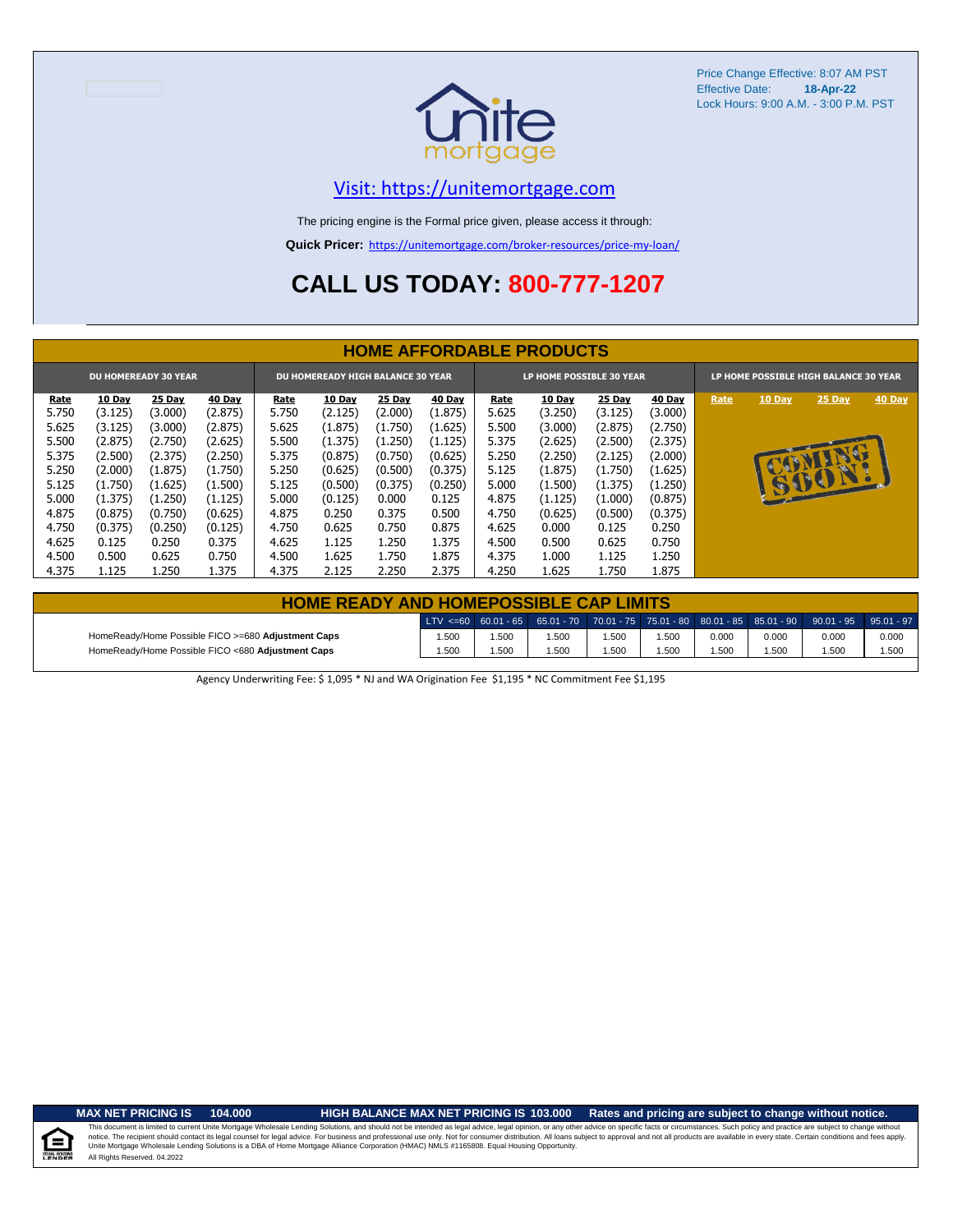Price Change Effective: 8:07 AM PST
Effective Date: **18-Apr-22**
Lock Hours: 9:00 A.M. - 3:00 P.M. PST

Visit: https://unitemortgage.com

The pricing engine is the Formal price given, please access it through:

**Quick Pricer:** https://unitemortgage.com/broker-resources/price-my-loan/

# CALL US TODAY: 800-777-1207

## HOME AFFORDABLE PRODUCTS

| DU HOMEREADY 30 YEAR | | | | DU HOMEREADY HIGH BALANCE 30 YEAR | | | | LP HOME POSSIBLE 30 YEAR | | | | LP HOME POSSIBLE HIGH BALANCE 30 YEAR | | | |
|---|---|---|---|---|---|---|---|---|---|---|---|---|---|---|---|
| Rate | 10 Day | 25 Day | 40 Day | Rate | 10 Day | 25 Day | 40 Day | Rate | 10 Day | 25 Day | 40 Day | Rate | 10 Day | 25 Day | 40 Day |
| 5.750 | (3.125) | (3.000) | (2.875) | 5.750 | (2.125) | (2.000) | (1.875) | 5.625 | (3.250) | (3.125) | (3.000) | COMING SOON! | | | |
| 5.625 | (3.125) | (3.000) | (2.875) | 5.625 | (1.875) | (1.750) | (1.625) | 5.500 | (3.000) | (2.875) | (2.750) | | | | |
| 5.500 | (2.875) | (2.750) | (2.625) | 5.500 | (1.375) | (1.250) | (1.125) | 5.375 | (2.625) | (2.500) | (2.375) | | | | |
| 5.375 | (2.500) | (2.375) | (2.250) | 5.375 | (0.875) | (0.750) | (0.625) | 5.250 | (2.250) | (2.125) | (2.000) | | | | |
| 5.250 | (2.000) | (1.875) | (1.750) | 5.250 | (0.625) | (0.500) | (0.375) | 5.125 | (1.875) | (1.750) | (1.625) | | | | |
| 5.125 | (1.750) | (1.625) | (1.500) | 5.125 | (0.500) | (0.375) | (0.250) | 5.000 | (1.500) | (1.375) | (1.250) | | | | |
| 5.000 | (1.375) | (1.250) | (1.125) | 5.000 | (0.125) | 0.000 | 0.125 | 4.875 | (1.125) | (1.000) | (0.875) | | | | |
| 4.875 | (0.875) | (0.750) | (0.625) | 4.875 | 0.250 | 0.375 | 0.500 | 4.750 | (0.625) | (0.500) | (0.375) | | | | |
| 4.750 | (0.375) | (0.250) | (0.125) | 4.750 | 0.625 | 0.750 | 0.875 | 4.625 | 0.000 | 0.125 | 0.250 | | | | |
| 4.625 | 0.125 | 0.250 | 0.375 | 4.625 | 1.125 | 1.250 | 1.375 | 4.500 | 0.500 | 0.625 | 0.750 | | | | |
| 4.500 | 0.500 | 0.625 | 0.750 | 4.500 | 1.625 | 1.750 | 1.875 | 4.375 | 1.000 | 1.125 | 1.250 | | | | |
| 4.375 | 1.125 | 1.250 | 1.375 | 4.375 | 2.125 | 2.250 | 2.375 | 4.250 | 1.625 | 1.750 | 1.875 | | | | |

## HOME READY AND HOMEPOSSIBLE CAP LIMITS

| | LTV <=60 | 60.01 - 65 | 65.01 - 70 | 70.01 - 75 | 75.01 - 80 | 80.01 - 85 | 85.01 - 90 | 90.01 - 95 | 95.01 - 97 |
|---|---|---|---|---|---|---|---|---|---|
| HomeReady/Home Possible FICO >=680 **Adjustment Caps** | 1.500 | 1.500 | 1.500 | 1.500 | 1.500 | 0.000 | 0.000 | 0.000 | 0.000 |
| HomeReady/Home Possible FICO <680 **Adjustment Caps** | 1.500 | 1.500 | 1.500 | 1.500 | 1.500 | 1.500 | 1.500 | 1.500 | 1.500 |

Agency Underwriting Fee: $ 1,095 * NJ and WA Origination Fee $1,195 * NC Commitment Fee $1,195

**MAX NET PRICING IS 104.000** **HIGH BALANCE MAX NET PRICING IS 103.000** **Rates and pricing are subject to change without notice.**

This document is limited to current Unite Mortgage Wholesale Lending Solutions, and should not be intended as legal advice, legal opinion, or any other advice on specific facts or circumstances. Such policy and practice are subject to change without notice. The recipient should contact its legal counsel for legal advice. For business and professional use only. Not for consumer distribution. All loans subject to approval and not all products are available in every state. Certain conditions and fees apply. Unite Mortgage Wholesale Lending Solutions is a DBA of Home Mortgage Alliance Corporation (HMAC) NMLS #1165808. Equal Housing Opportunity.
All Rights Reserved. 04.2022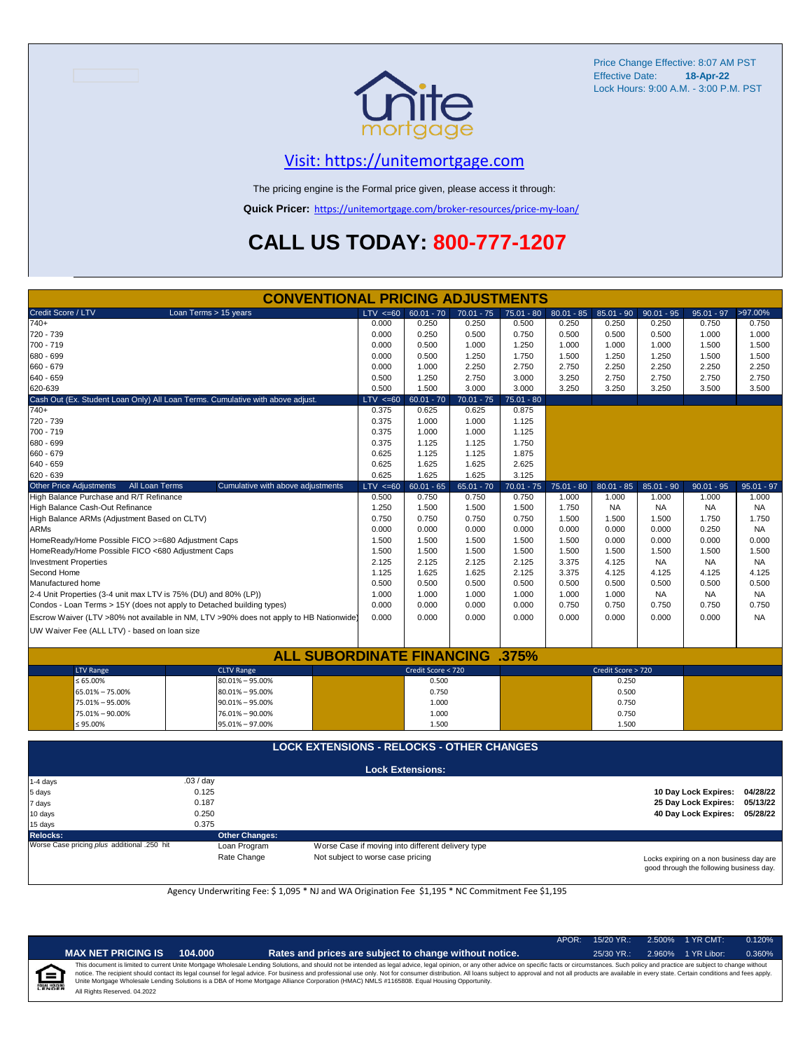Price Change Effective: 8:07 AM PST
Effective Date: **18-Apr-22**
Lock Hours: 9:00 A.M. - 3:00 P.M. PST

unite mortgage

## Visit: https://unitemortgage.com

The pricing engine is the Formal price given, please access it through:

**Quick Pricer:** https://unitemortgage.com/broker-resources/price-my-loan/

# CALL US TODAY: 800-777-1207

## CONVENTIONAL PRICING ADJUSTMENTS

| Credit Score / LTV — Loan Terms > 15 years | LTV <=60 | 60.01 - 70 | 70.01 - 75 | 75.01 - 80 | 80.01 - 85 | 85.01 - 90 | 90.01 - 95 | 95.01 - 97 | >97.00% |
|---|---|---|---|---|---|---|---|---|---|
| 740+ | 0.000 | 0.250 | 0.250 | 0.500 | 0.250 | 0.250 | 0.250 | 0.750 | 0.750 |
| 720 - 739 | 0.000 | 0.250 | 0.500 | 0.750 | 0.500 | 0.500 | 0.500 | 1.000 | 1.000 |
| 700 - 719 | 0.000 | 0.500 | 1.000 | 1.250 | 1.000 | 1.000 | 1.000 | 1.500 | 1.500 |
| 680 - 699 | 0.000 | 0.500 | 1.250 | 1.750 | 1.500 | 1.250 | 1.250 | 1.500 | 1.500 |
| 660 - 679 | 0.000 | 1.000 | 2.250 | 2.750 | 2.750 | 2.250 | 2.250 | 2.250 | 2.250 |
| 640 - 659 | 0.500 | 1.250 | 2.750 | 3.000 | 3.250 | 2.750 | 2.750 | 2.750 | 2.750 |
| 620-639 | 0.500 | 1.500 | 3.000 | 3.000 | 3.250 | 3.250 | 3.250 | 3.500 | 3.500 |

| Cash Out (Ex. Student Loan Only) All Loan Terms. Cumulative with above adjust. | LTV <=60 | 60.01 - 70 | 70.01 - 75 | 75.01 - 80 |
|---|---|---|---|---|
| 740+ | 0.375 | 0.625 | 0.625 | 0.875 |
| 720 - 739 | 0.375 | 1.000 | 1.000 | 1.125 |
| 700 - 719 | 0.375 | 1.000 | 1.000 | 1.125 |
| 680 - 699 | 0.375 | 1.125 | 1.125 | 1.750 |
| 660 - 679 | 0.625 | 1.125 | 1.125 | 1.875 |
| 640 - 659 | 0.625 | 1.625 | 1.625 | 2.625 |
| 620 - 639 | 0.625 | 1.625 | 1.625 | 3.125 |

| Other Price Adjustments — All Loan Terms — Cumulative with above adjustments | LTV <=60 | 60.01 - 65 | 65.01 - 70 | 70.01 - 75 | 75.01 - 80 | 80.01 - 85 | 85.01 - 90 | 90.01 - 95 | 95.01 - 97 |
|---|---|---|---|---|---|---|---|---|---|
| High Balance Purchase and R/T Refinance | 0.500 | 0.750 | 0.750 | 0.750 | 1.000 | 1.000 | 1.000 | 1.000 | 1.000 |
| High Balance Cash-Out Refinance | 1.250 | 1.500 | 1.500 | 1.500 | 1.750 | NA | NA | NA | NA |
| High Balance ARMs (Adjustment Based on CLTV) | 0.750 | 0.750 | 0.750 | 0.750 | 1.500 | 1.500 | 1.500 | 1.750 | 1.750 |
| ARMs | 0.000 | 0.000 | 0.000 | 0.000 | 0.000 | 0.000 | 0.000 | 0.250 | NA |
| HomeReady/Home Possible FICO >=680 Adjustment Caps | 1.500 | 1.500 | 1.500 | 1.500 | 1.500 | 0.000 | 0.000 | 0.000 | 0.000 |
| HomeReady/Home Possible FICO <680 Adjustment Caps | 1.500 | 1.500 | 1.500 | 1.500 | 1.500 | 1.500 | 1.500 | 1.500 | 1.500 |
| Investment Properties | 2.125 | 2.125 | 2.125 | 2.125 | 3.375 | 4.125 | NA | NA | NA |
| Second Home | 1.125 | 1.625 | 1.625 | 2.125 | 3.375 | 4.125 | 4.125 | 4.125 | 4.125 |
| Manufactured home | 0.500 | 0.500 | 0.500 | 0.500 | 0.500 | 0.500 | 0.500 | 0.500 | 0.500 |
| 2-4 Unit Properties (3-4 unit max LTV is 75% (DU) and 80% (LP)) | 1.000 | 1.000 | 1.000 | 1.000 | 1.000 | 1.000 | NA | NA | NA |
| Condos - Loan Terms > 15Y (does not apply to Detached building types) | 0.000 | 0.000 | 0.000 | 0.000 | 0.750 | 0.750 | 0.750 | 0.750 | 0.750 |
| Escrow Waiver (LTV >80% not available in NM, LTV >90% does not apply to HB Nationwide) | 0.000 | 0.000 | 0.000 | 0.000 | 0.000 | 0.000 | 0.000 | 0.000 | NA |
| UW Waiver Fee (ALL LTV) - based on loan size | | | | | | | | | |

## ALL SUBORDINATE FINANCING .375%

| LTV Range | CLTV Range | Credit Score < 720 | Credit Score > 720 |
|---|---|---|---|
| ≤ 65.00% | 80.01% – 95.00% | 0.500 | 0.250 |
| 65.01% – 75.00% | 80.01% – 95.00% | 0.750 | 0.500 |
| 75.01% – 95.00% | 90.01% – 95.00% | 1.000 | 0.750 |
| 75.01% – 90.00% | 76.01% – 90.00% | 1.000 | 0.750 |
| ≤ 95.00% | 95.01% – 97.00% | 1.500 | 1.500 |

## LOCK EXTENSIONS - RELOCKS - OTHER CHANGES

**Lock Extensions:**

| Days | Cost |
|---|---|
| 1-4 days | .03 / day |
| 5 days | 0.125 |
| 7 days | 0.187 |
| 10 days | 0.250 |
| 15 days | 0.375 |

**10 Day Lock Expires: 04/28/22**
**25 Day Lock Expires: 05/13/22**
**40 Day Lock Expires: 05/28/22**

**Relocks:** Worse Case pricing *plus* additional .250 hit

**Other Changes:**

| | |
|---|---|
| Loan Program | Worse Case if moving into different delivery type |
| Rate Change | Not subject to worse case pricing |

Locks expiring on a non business day are good through the following business day.

Agency Underwriting Fee: $ 1,095 * NJ and WA Origination Fee $1,195 * NC Commitment Fee $1,195

| APOR: | 15/20 YR.: | 2.500% | 1 YR CMT: | 0.120% |
|---|---|---|---|---|
| | 25/30 YR.: | 2.960% | 1 YR Libor: | 0.360% |

**MAX NET PRICING IS 104.000** — **Rates and prices are subject to change without notice.**

This document is limited to current Unite Mortgage Wholesale Lending Solutions, and should not be intended as legal advice, legal opinion, or any other advice on specific facts or circumstances. Such policy and practice are subject to change without notice. The recipient should contact its legal counsel for legal advice. For business and professional use only. Not for consumer distribution. All loans subject to approval and not all products are available in every state. Certain conditions and fees apply. Unite Mortgage Wholesale Lending Solutions is a DBA of Home Mortgage Alliance Corporation (HMAC) NMLS #1165808. Equal Housing Opportunity.

All Rights Reserved. 04.2022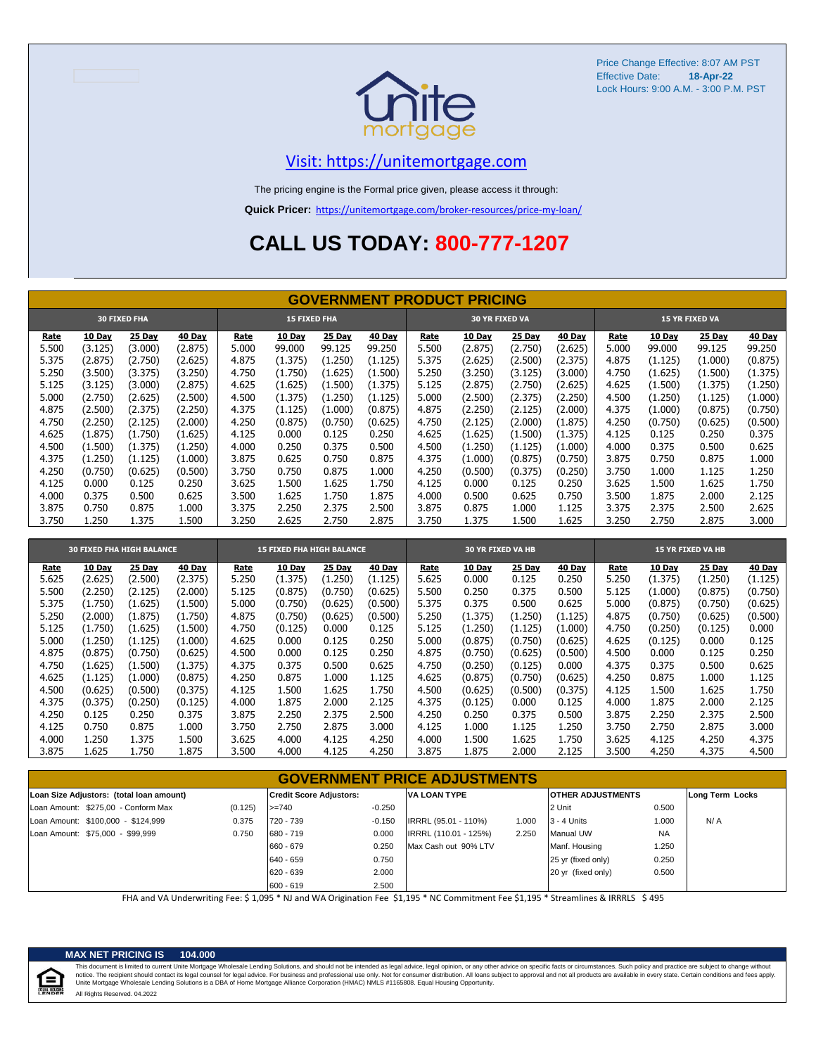Price Change Effective: 8:07 AM PST
Effective Date: **18-Apr-22**
Lock Hours: 9:00 A.M. - 3:00 P.M. PST

unite mortgage

Visit: https://unitemortgage.com

The pricing engine is the Formal price given, please access it through:

**Quick Pricer:** https://unitemortgage.com/broker-resources/price-my-loan/

# CALL US TODAY: 800-777-1207

## GOVERNMENT PRODUCT PRICING

| 30 FIXED FHA | | | | 15 FIXED FHA | | | | 30 YR FIXED VA | | | | 15 YR FIXED VA | | | |
|---|---|---|---|---|---|---|---|---|---|---|---|---|---|---|---|
| Rate | 10 Day | 25 Day | 40 Day | Rate | 10 Day | 25 Day | 40 Day | Rate | 10 Day | 25 Day | 40 Day | Rate | 10 Day | 25 Day | 40 Day |
| 5.500 | (3.125) | (3.000) | (2.875) | 5.000 | 99.000 | 99.125 | 99.250 | 5.500 | (2.875) | (2.750) | (2.625) | 5.000 | 99.000 | 99.125 | 99.250 |
| 5.375 | (2.875) | (2.750) | (2.625) | 4.875 | (1.375) | (1.250) | (1.125) | 5.375 | (2.625) | (2.500) | (2.375) | 4.875 | (1.125) | (1.000) | (0.875) |
| 5.250 | (3.500) | (3.375) | (3.250) | 4.750 | (1.750) | (1.625) | (1.500) | 5.250 | (3.250) | (3.125) | (3.000) | 4.750 | (1.625) | (1.500) | (1.375) |
| 5.125 | (3.125) | (3.000) | (2.875) | 4.625 | (1.625) | (1.500) | (1.375) | 5.125 | (2.875) | (2.750) | (2.625) | 4.625 | (1.500) | (1.375) | (1.250) |
| 5.000 | (2.750) | (2.625) | (2.500) | 4.500 | (1.375) | (1.250) | (1.125) | 5.000 | (2.500) | (2.375) | (2.250) | 4.500 | (1.250) | (1.125) | (1.000) |
| 4.875 | (2.500) | (2.375) | (2.250) | 4.375 | (1.125) | (1.000) | (0.875) | 4.875 | (2.250) | (2.125) | (2.000) | 4.375 | (1.000) | (0.875) | (0.750) |
| 4.750 | (2.250) | (2.125) | (2.000) | 4.250 | (0.875) | (0.750) | (0.625) | 4.750 | (2.125) | (2.000) | (1.875) | 4.250 | (0.750) | (0.625) | (0.500) |
| 4.625 | (1.875) | (1.750) | (1.625) | 4.125 | 0.000 | 0.125 | 0.250 | 4.625 | (1.625) | (1.500) | (1.375) | 4.125 | 0.125 | 0.250 | 0.375 |
| 4.500 | (1.500) | (1.375) | (1.250) | 4.000 | 0.250 | 0.375 | 0.500 | 4.500 | (1.250) | (1.125) | (1.000) | 4.000 | 0.375 | 0.500 | 0.625 |
| 4.375 | (1.250) | (1.125) | (1.000) | 3.875 | 0.625 | 0.750 | 0.875 | 4.375 | (1.000) | (0.875) | (0.750) | 3.875 | 0.750 | 0.875 | 1.000 |
| 4.250 | (0.750) | (0.625) | (0.500) | 3.750 | 0.750 | 0.875 | 1.000 | 4.250 | (0.500) | (0.375) | (0.250) | 3.750 | 1.000 | 1.125 | 1.250 |
| 4.125 | 0.000 | 0.125 | 0.250 | 3.625 | 1.500 | 1.625 | 1.750 | 4.125 | 0.000 | 0.125 | 0.250 | 3.625 | 1.500 | 1.625 | 1.750 |
| 4.000 | 0.375 | 0.500 | 0.625 | 3.500 | 1.625 | 1.750 | 1.875 | 4.000 | 0.500 | 0.625 | 0.750 | 3.500 | 1.875 | 2.000 | 2.125 |
| 3.875 | 0.750 | 0.875 | 1.000 | 3.375 | 2.250 | 2.375 | 2.500 | 3.875 | 0.875 | 1.000 | 1.125 | 3.375 | 2.375 | 2.500 | 2.625 |
| 3.750 | 1.250 | 1.375 | 1.500 | 3.250 | 2.625 | 2.750 | 2.875 | 3.750 | 1.375 | 1.500 | 1.625 | 3.250 | 2.750 | 2.875 | 3.000 |

| 30 FIXED FHA HIGH BALANCE | | | | 15 FIXED FHA HIGH BALANCE | | | | 30 YR FIXED VA HB | | | | 15 YR FIXED VA HB | | | |
|---|---|---|---|---|---|---|---|---|---|---|---|---|---|---|---|
| Rate | 10 Day | 25 Day | 40 Day | Rate | 10 Day | 25 Day | 40 Day | Rate | 10 Day | 25 Day | 40 Day | Rate | 10 Day | 25 Day | 40 Day |
| 5.625 | (2.625) | (2.500) | (2.375) | 5.250 | (1.375) | (1.250) | (1.125) | 5.625 | 0.000 | 0.125 | 0.250 | 5.250 | (1.375) | (1.250) | (1.125) |
| 5.500 | (2.250) | (2.125) | (2.000) | 5.125 | (0.875) | (0.750) | (0.625) | 5.500 | 0.250 | 0.375 | 0.500 | 5.125 | (1.000) | (0.875) | (0.750) |
| 5.375 | (1.750) | (1.625) | (1.500) | 5.000 | (0.750) | (0.625) | (0.500) | 5.375 | 0.375 | 0.500 | 0.625 | 5.000 | (0.875) | (0.750) | (0.625) |
| 5.250 | (2.000) | (1.875) | (1.750) | 4.875 | (0.750) | (0.625) | (0.500) | 5.250 | (1.375) | (1.250) | (1.125) | 4.875 | (0.750) | (0.625) | (0.500) |
| 5.125 | (1.750) | (1.625) | (1.500) | 4.750 | (0.125) | 0.000 | 0.125 | 5.125 | (1.250) | (1.125) | (1.000) | 4.750 | (0.250) | (0.125) | 0.000 |
| 5.000 | (1.250) | (1.125) | (1.000) | 4.625 | 0.000 | 0.125 | 0.250 | 5.000 | (0.875) | (0.750) | (0.625) | 4.625 | (0.125) | 0.000 | 0.125 |
| 4.875 | (0.875) | (0.750) | (0.625) | 4.500 | 0.000 | 0.125 | 0.250 | 4.875 | (0.750) | (0.625) | (0.500) | 4.500 | 0.000 | 0.125 | 0.250 |
| 4.750 | (1.625) | (1.500) | (1.375) | 4.375 | 0.375 | 0.500 | 0.625 | 4.750 | (0.250) | (0.125) | 0.000 | 4.375 | 0.375 | 0.500 | 0.625 |
| 4.625 | (1.125) | (1.000) | (0.875) | 4.250 | 0.875 | 1.000 | 1.125 | 4.625 | (0.875) | (0.750) | (0.625) | 4.250 | 0.875 | 1.000 | 1.125 |
| 4.500 | (0.625) | (0.500) | (0.375) | 4.125 | 1.500 | 1.625 | 1.750 | 4.500 | (0.625) | (0.500) | (0.375) | 4.125 | 1.500 | 1.625 | 1.750 |
| 4.375 | (0.375) | (0.250) | (0.125) | 4.000 | 1.875 | 2.000 | 2.125 | 4.375 | (0.125) | 0.000 | 0.125 | 4.000 | 1.875 | 2.000 | 2.125 |
| 4.250 | 0.125 | 0.250 | 0.375 | 3.875 | 2.250 | 2.375 | 2.500 | 4.250 | 0.250 | 0.375 | 0.500 | 3.875 | 2.250 | 2.375 | 2.500 |
| 4.125 | 0.750 | 0.875 | 1.000 | 3.750 | 2.750 | 2.875 | 3.000 | 4.125 | 1.000 | 1.125 | 1.250 | 3.750 | 2.750 | 2.875 | 3.000 |
| 4.000 | 1.250 | 1.375 | 1.500 | 3.625 | 4.000 | 4.125 | 4.250 | 4.000 | 1.500 | 1.625 | 1.750 | 3.625 | 4.125 | 4.250 | 4.375 |
| 3.875 | 1.625 | 1.750 | 1.875 | 3.500 | 4.000 | 4.125 | 4.250 | 3.875 | 1.875 | 2.000 | 2.125 | 3.500 | 4.250 | 4.375 | 4.500 |

## GOVERNMENT PRICE ADJUSTMENTS

| Loan Size Adjustors: (total loan amount) | | Credit Score Adjustors: | | VA LOAN TYPE | | OTHER ADJUSTMENTS | | Long Term Locks |
|---|---|---|---|---|---|---|---|---|
| Loan Amount: $275,00 - Conform Max | (0.125) | >=740 | -0.250 | | | 2 Unit | 0.500 | |
| Loan Amount: $100,000 - $124,999 | 0.375 | 720 - 739 | -0.150 | IRRRL (95.01 - 110%) | 1.000 | 3 - 4 Units | 1.000 | N/ A |
| Loan Amount: $75,000 - $99,999 | 0.750 | 680 - 719 | 0.000 | IRRRL (110.01 - 125%) | 2.250 | Manual UW | NA | |
| | | 660 - 679 | 0.250 | Max Cash out 90% LTV | | Manf. Housing | 1.250 | |
| | | 640 - 659 | 0.750 | | | 25 yr (fixed only) | 0.250 | |
| | | 620 - 639 | 2.000 | | | 20 yr (fixed only) | 0.500 | |
| | | 600 - 619 | 2.500 | | | | | |

FHA and VA Underwriting Fee: $ 1,095 * NJ and WA Origination Fee $1,195 * NC Commitment Fee $1,195 * Streamlines & IRRRLS $ 495

**MAX NET PRICING IS 104.000**

This document is limited to current Unite Mortgage Wholesale Lending Solutions, and should not be intended as legal advice, legal opinion, or any other advice on specific facts or circumstances. Such policy and practice are subject to change without notice. The recipient should contact its legal counsel for legal advice. For business and professional use only. Not for consumer distribution. All loans subject to approval and not all products are available in every state. Certain conditions and fees apply. Unite Mortgage Wholesale Lending Solutions is a DBA of Home Mortgage Alliance Corporation (HMAC) NMLS #1165808. Equal Housing Opportunity.

All Rights Reserved. 04.2022